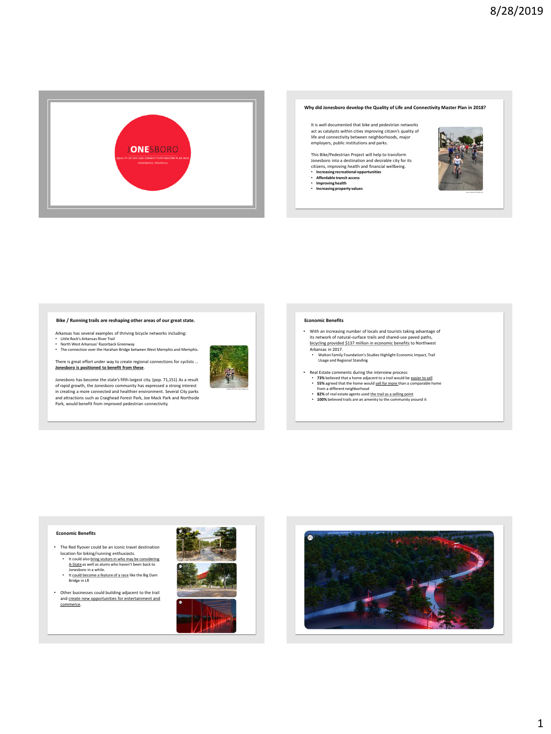# JONESBORO

QUALITY OF LIFE AND CONNECTIVITY MASTER PLAN 2018

JONESBORO, ARKANSAS

## Why did Jonesboro develop the Quality of Life and Connectivity Master Plan in 2018?

It is well documented that bike and pedestrian networks act as catalysts within cities improving citizen's quality of life and connectivity between neighborhoods, major employers, public institutions and parks.

This Bike/Pedestrian Project will help to transform Jonesboro into a destination and desirable city for its citizens, improving health and financial wellbeing.

- **Increasing recreational opportunities**
- **Affordable transit access**
- **Improving health**
- **Increasing property values**

## Bike / Running trails are reshaping other areas of our great state.

Arkansas has several examples of thriving bicycle networks including:

- Little Rock's Arkansas River Trail
- North West Arkansas' Razorback Greenway
- The connection over the Harahan Bridge between West Memphis and Memphis.

There is great effort under way to create regional connections for cyclists … **Jonesboro is positioned to benefit from these**.

Jonesboro has become the state's fifth largest city. (pop. 71,151) As a result of rapid growth, the Jonesboro community has expressed a strong interest in creating a more connected and healthier environment. Several City parks and attractions such as Craighead Forest Park, Joe Mack Park and Northside Park, would benefit from improved pedestrian connectivity.

## Economic Benefits

- With an increasing number of locals and tourists taking advantage of its network of natural-surface trails and shared-use paved paths, bicycling provided $137 million in economic benefits to Northwest Arkansas in 2017.
  - Walton Family Foundation's Studies Highlight Economic Impact, Trail Usage and Regional Standing
- Real Estate comments during the interview process:
  - **73%** believed that a home adjacent to a trail would be easier to sell
  - **55%** agreed that the home would sell for more than a comparable home from a different neighborhood
  - **82%** of real estate agents used the trail as a selling point
  - **100%** believed trails are an amenity to the community around it

## Economic Benefits

- The Red flyover could be an iconic travel destination location for biking/running enthusiasts.
  - It could also bring visitors in who may be considering A-State as well as alums who haven't been back to Jonesboro in a while.
  - It could become a feature of a race like the Big Dam Bridge in LR
- Other businesses could building adjacent to the trail and create new opportunities for entertainment and commerce.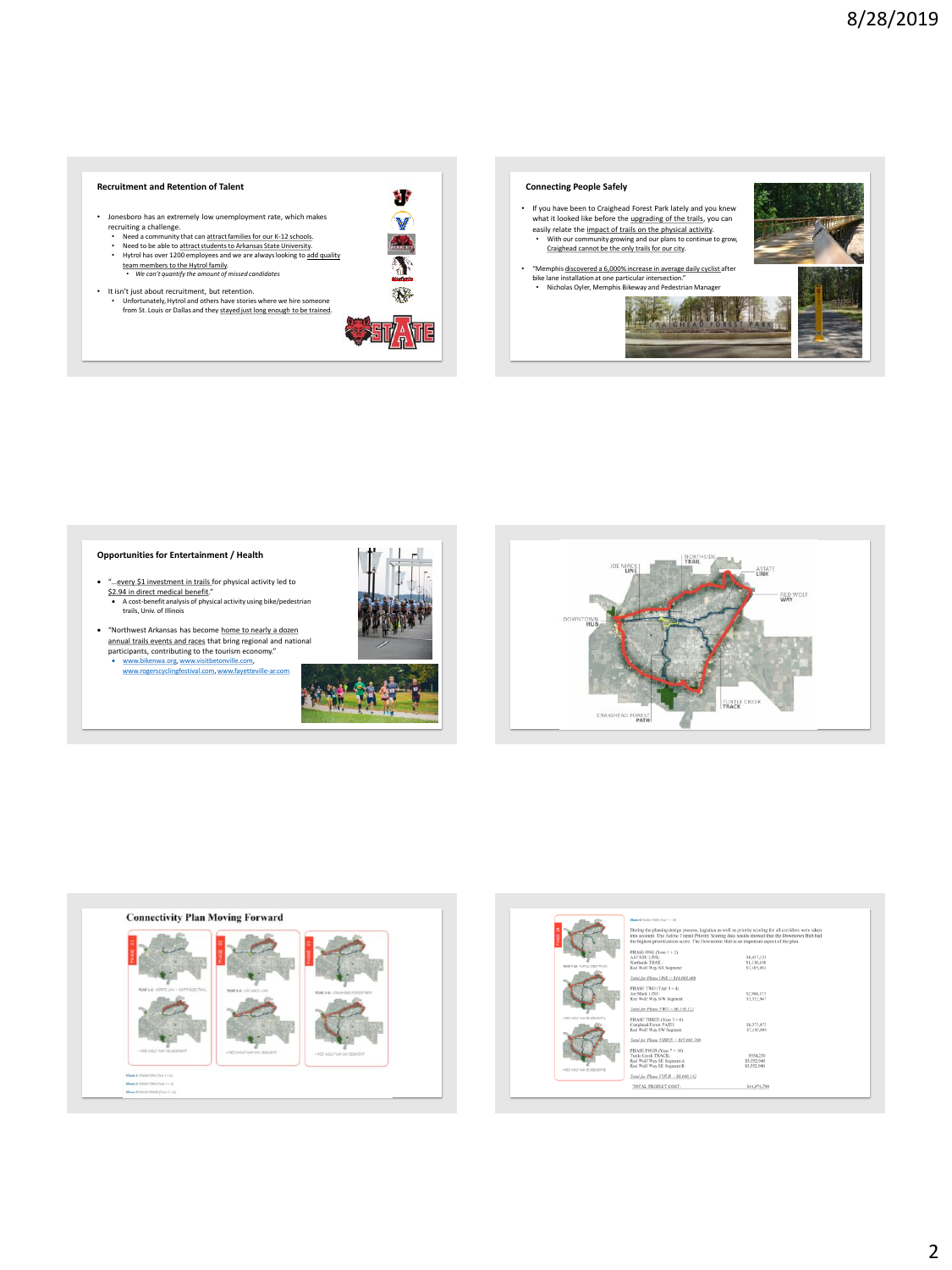## Recruitment and Retention of Talent

- Jonesboro has an extremely low unemployment rate, which makes recruiting a challenge.
  - Need a community that can attract families for our K-12 schools.
  - Need to be able to attract students to Arkansas State University.
  - Hytrol has over 1200 employees and we are always looking to add quality team members to the Hytrol family.
    - *We can't quantify the amount of missed candidates*
- It isn't just about recruitment, but retention.
  - Unfortunately, Hytrol and others have stories where we hire someone from St. Louis or Dallas and they stayed just long enough to be trained.

## Connecting People Safely

- If you have been to Craighead Forest Park lately and you knew what it looked like before the upgrading of the trails, you can easily relate the impact of trails on the physical activity.
  - With our community growing and our plans to continue to grow, Craighead cannot be the only trails for our city.
- "Memphis discovered a 6,000% increase in average daily cyclist after bike lane installation at one particular intersection."
  - Nicholas Oyler, Memphis Bikeway and Pedestrian Manager

## Opportunities for Entertainment / Health

- "…every $1 investment in trails for physical activity led to $2.94 in direct medical benefit."
  - A cost-benefit analysis of physical activity using bike/pedestrian trails, Univ. of Illinois
- "Northwest Arkansas has become home to nearly a dozen annual trails events and races that bring regional and national participants, contributing to the tourism economy."
  - www.bikenwa.org, www.visitbetonville.com, www.rogerscyclingfestival.com, www.fayetteville-ar.com

NORTHSIDE TRAIL
JOE MACK LINE
ASTATE LINK
RED WOLF WAY
DOWNTOWN HUB
TURTLE CREEK TRACK
CRAIGHEAD FOREST PATH

## Connectivity Plan Moving Forward

| | |
|---|---|
| PHASE ONE (Year 1 + 2) | |
| ASTATE LINE | $4,417,123 |
| Northside TRAIL | $1,136,438 |
| Red Wolf Way NE Segment | $7,105,091 |
| *Total for Phase ONE* | |
| PHASE TWO (Year 3 + 4) | |
| Joe Mack LINE | $2,906,577 |
| Red Wolf Way NW Segment | $3,372,947 |
| *Total for Phase TWO* | |
| PHASE THREE (Year 5 + 6) | |
| Craighead Forest PATH | $8,573,671 |
| Red Wolf Way SW Segment | $7,107,895 |
| *Total for Phase THREE* | |
| PHASE FOUR (Year 7 + 10) | |
| Turtle Creek TRACK | $934,230 |
| Red Wolf Way SE Segment A | $3,252,946 |
| Red Wolf Way SE Segment B | $3,252,946 |
| *Total for Phase FOUR* | |
| TOTAL PROJECT COST: | $44,474,789 |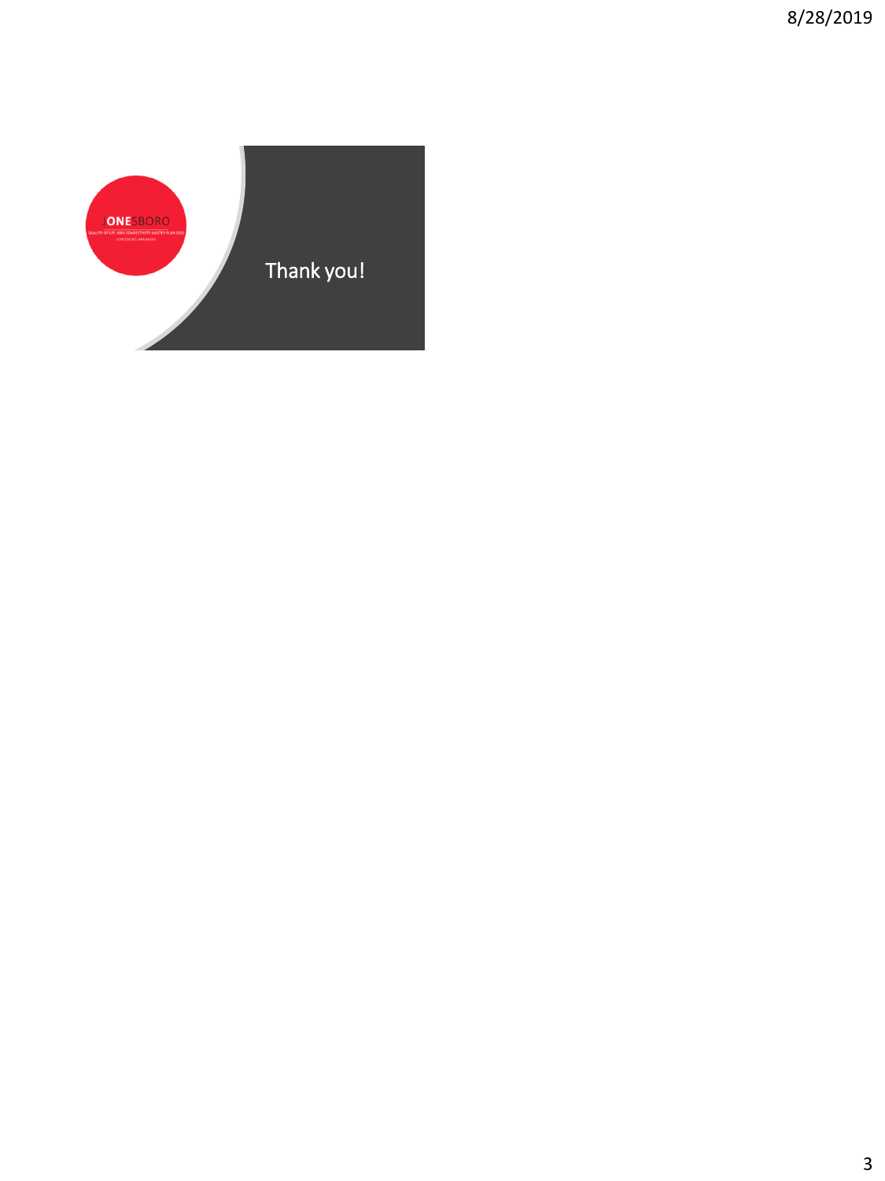JONESBORO

QUALITY OF LIFE AND CONNECTIVITY MASTER PLAN 2019

JONESBORO, ARKANSAS

Thank you!